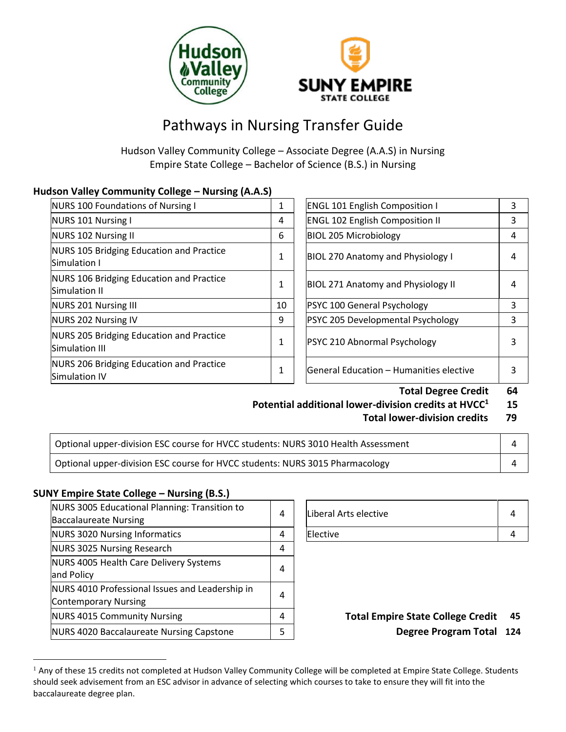# Pathways in Nursing Transfer Guide

Hudson Valley Community College – Associate Degree (A.A.S) in Nursing
Empire State College – Bachelor of Science (B.S.) in Nursing

## Hudson Valley Community College – Nursing (A.A.S)

| Course | Credits |
|---|---|
| NURS 100 Foundations of Nursing I | 1 |
| NURS 101 Nursing I | 4 |
| NURS 102 Nursing II | 6 |
| NURS 105 Bridging Education and Practice Simulation I | 1 |
| NURS 106 Bridging Education and Practice Simulation II | 1 |
| NURS 201 Nursing III | 10 |
| NURS 202 Nursing IV | 9 |
| NURS 205 Bridging Education and Practice Simulation III | 1 |
| NURS 206 Bridging Education and Practice Simulation IV | 1 |

| Course | Credits |
|---|---|
| ENGL 101 English Composition I | 3 |
| ENGL 102 English Composition II | 3 |
| BIOL 205 Microbiology | 4 |
| BIOL 270 Anatomy and Physiology I | 4 |
| BIOL 271 Anatomy and Physiology II | 4 |
| PSYC 100 General Psychology | 3 |
| PSYC 205 Developmental Psychology | 3 |
| PSYC 210 Abnormal Psychology | 3 |
| General Education – Humanities elective | 3 |

**Total Degree Credit** **64**

**Potential additional lower-division credits at HVCC**[1] **15**

**Total lower-division credits** **79**

| Course | Credits |
|---|---|
| Optional upper-division ESC course for HVCC students: NURS 3010 Health Assessment | 4 |
| Optional upper-division ESC course for HVCC students: NURS 3015 Pharmacology | 4 |

## SUNY Empire State College – Nursing (B.S.)

| Course | Credits |
|---|---|
| NURS 3005 Educational Planning: Transition to Baccalaureate Nursing | 4 |
| NURS 3020 Nursing Informatics | 4 |
| NURS 3025 Nursing Research | 4 |
| NURS 4005 Health Care Delivery Systems and Policy | 4 |
| NURS 4010 Professional Issues and Leadership in Contemporary Nursing | 4 |
| NURS 4015 Community Nursing | 4 |
| NURS 4020 Baccalaureate Nursing Capstone | 5 |

| Course | Credits |
|---|---|
| Liberal Arts elective | 4 |
| Elective | 4 |

**Total Empire State College Credit** **45**

**Degree Program Total** **124**

[1] Any of these 15 credits not completed at Hudson Valley Community College will be completed at Empire State College. Students should seek advisement from an ESC advisor in advance of selecting which courses to take to ensure they will fit into the baccalaureate degree plan.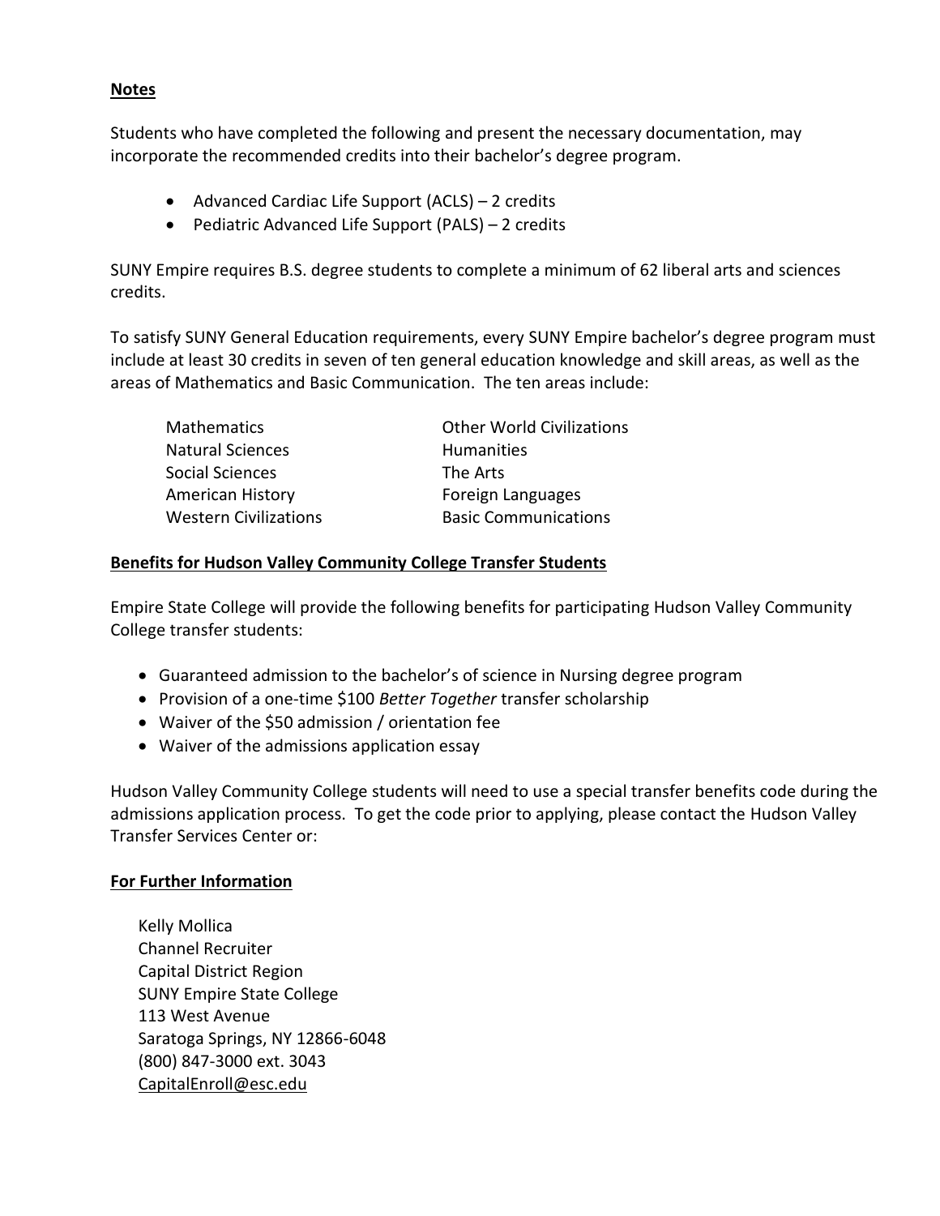**Notes**

Students who have completed the following and present the necessary documentation, may incorporate the recommended credits into their bachelor's degree program.

- Advanced Cardiac Life Support (ACLS) – 2 credits
- Pediatric Advanced Life Support (PALS) – 2 credits

SUNY Empire requires B.S. degree students to complete a minimum of 62 liberal arts and sciences credits.

To satisfy SUNY General Education requirements, every SUNY Empire bachelor's degree program must include at least 30 credits in seven of ten general education knowledge and skill areas, as well as the areas of Mathematics and Basic Communication. The ten areas include:

| | |
|---|---|
| Mathematics | Other World Civilizations |
| Natural Sciences | Humanities |
| Social Sciences | The Arts |
| American History | Foreign Languages |
| Western Civilizations | Basic Communications |

**Benefits for Hudson Valley Community College Transfer Students**

Empire State College will provide the following benefits for participating Hudson Valley Community College transfer students:

- Guaranteed admission to the bachelor's of science in Nursing degree program
- Provision of a one-time $100 *Better Together* transfer scholarship
- Waiver of the $50 admission / orientation fee
- Waiver of the admissions application essay

Hudson Valley Community College students will need to use a special transfer benefits code during the admissions application process. To get the code prior to applying, please contact the Hudson Valley Transfer Services Center or:

**For Further Information**

Kelly Mollica
Channel Recruiter
Capital District Region
SUNY Empire State College
113 West Avenue
Saratoga Springs, NY 12866-6048
(800) 847-3000 ext. 3043
CapitalEnroll@esc.edu